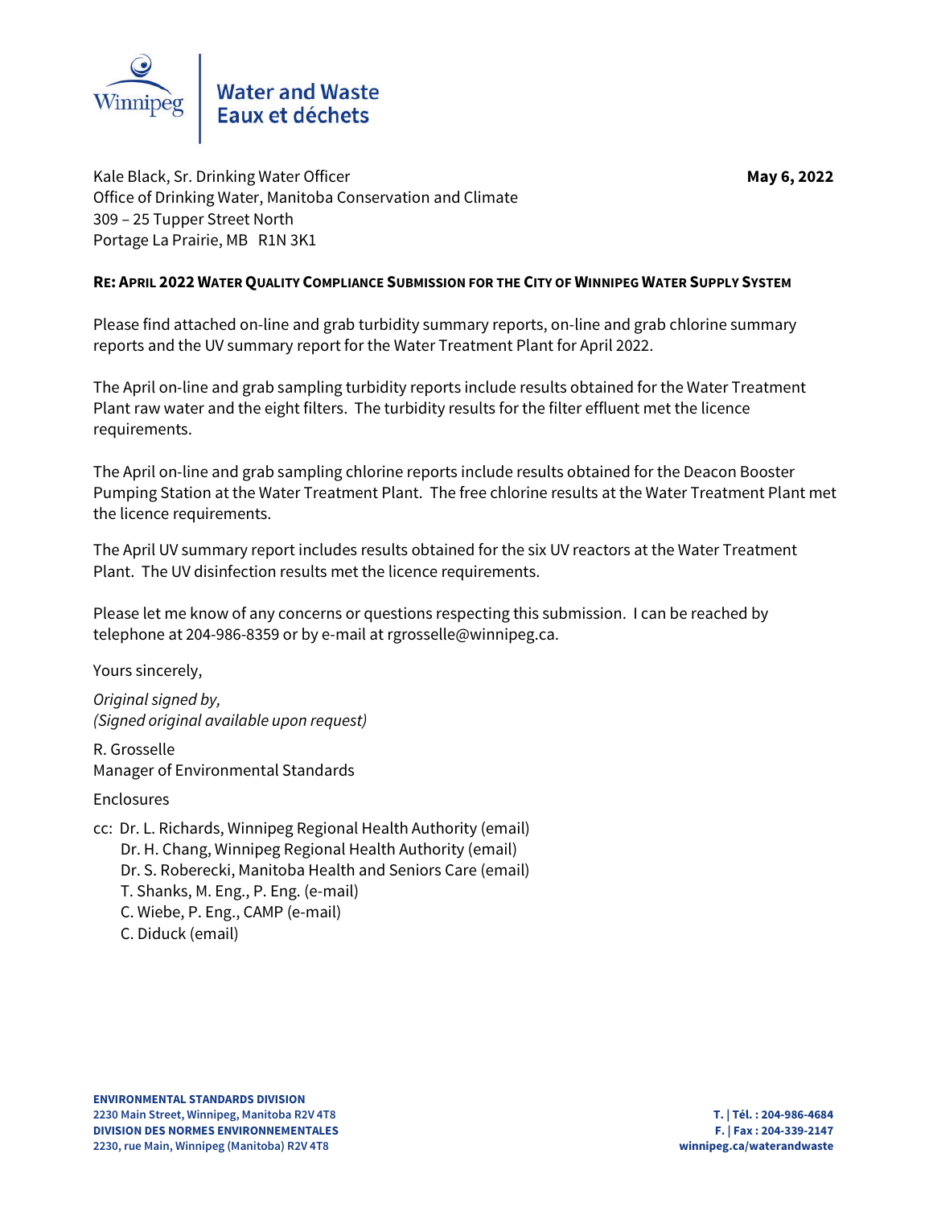Water and Waste
Eaux et déchets

Kale Black, Sr. Drinking Water Officer
Office of Drinking Water, Manitoba Conservation and Climate
309 – 25 Tupper Street North
Portage La Prairie, MB R1N 3K1

**May 6, 2022**

**RE: APRIL 2022 WATER QUALITY COMPLIANCE SUBMISSION FOR THE CITY OF WINNIPEG WATER SUPPLY SYSTEM**

Please find attached on-line and grab turbidity summary reports, on-line and grab chlorine summary reports and the UV summary report for the Water Treatment Plant for April 2022.

The April on-line and grab sampling turbidity reports include results obtained for the Water Treatment Plant raw water and the eight filters. The turbidity results for the filter effluent met the licence requirements.

The April on-line and grab sampling chlorine reports include results obtained for the Deacon Booster Pumping Station at the Water Treatment Plant. The free chlorine results at the Water Treatment Plant met the licence requirements.

The April UV summary report includes results obtained for the six UV reactors at the Water Treatment Plant. The UV disinfection results met the licence requirements.

Please let me know of any concerns or questions respecting this submission. I can be reached by telephone at 204-986-8359 or by e-mail at rgrosselle@winnipeg.ca.

Yours sincerely,

*Original signed by,*
*(Signed original available upon request)*

R. Grosselle
Manager of Environmental Standards

Enclosures

cc: Dr. L. Richards, Winnipeg Regional Health Authority (email)
Dr. H. Chang, Winnipeg Regional Health Authority (email)
Dr. S. Roberecki, Manitoba Health and Seniors Care (email)
T. Shanks, M. Eng., P. Eng. (e-mail)
C. Wiebe, P. Eng., CAMP (e-mail)
C. Diduck (email)

**ENVIRONMENTAL STANDARDS DIVISION**
**2230 Main Street, Winnipeg, Manitoba R2V 4T8**
**DIVISION DES NORMES ENVIRONNEMENTALES**
**2230, rue Main, Winnipeg (Manitoba) R2V 4T8**

**T. | Tél. : 204-986-4684**
**F. | Fax : 204-339-2147**
**winnipeg.ca/waterandwaste**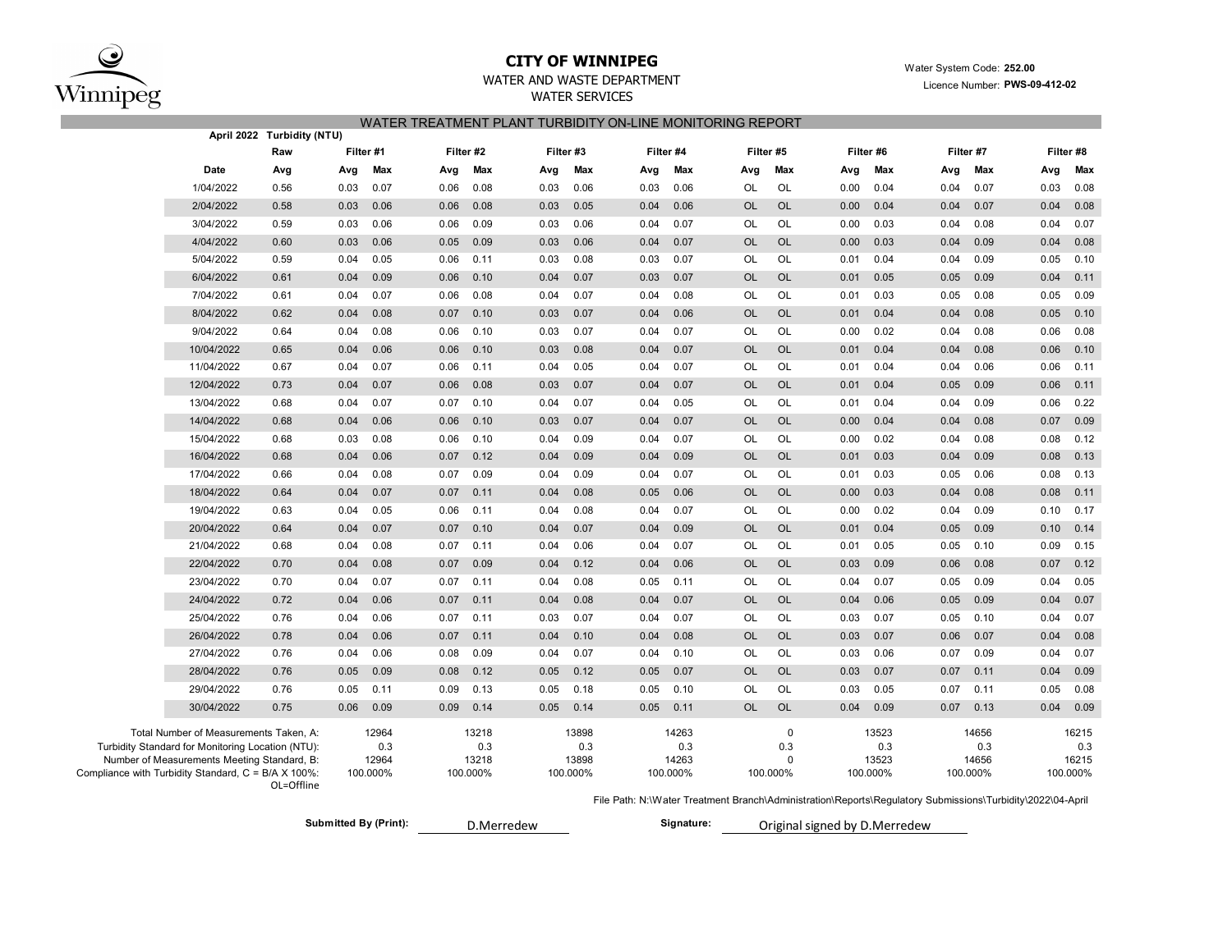# CITY OF WINNIPEG

WATER AND WASTE DEPARTMENT
WATER SERVICES

Water System Code: **252.00**
Licence Number: **PWS-09-412-02**

## WATER TREATMENT PLANT TURBIDITY ON-LINE MONITORING REPORT

**April 2022 Turbidity (NTU)**

| | Raw | Filter #1 | | Filter #2 | | Filter #3 | | Filter #4 | | Filter #5 | | Filter #6 | | Filter #7 | | Filter #8 | |
|---|---|---|---|---|---|---|---|---|---|---|---|---|---|---|---|---|---|
| **Date** | **Avg** | **Avg** | **Max** | **Avg** | **Max** | **Avg** | **Max** | **Avg** | **Max** | **Avg** | **Max** | **Avg** | **Max** | **Avg** | **Max** | **Avg** | **Max** |
| 1/04/2022 | 0.56 | 0.03 | 0.07 | 0.06 | 0.08 | 0.03 | 0.06 | 0.03 | 0.06 | OL | OL | 0.00 | 0.04 | 0.04 | 0.07 | 0.03 | 0.08 |
| 2/04/2022 | 0.58 | 0.03 | 0.06 | 0.06 | 0.08 | 0.03 | 0.05 | 0.04 | 0.06 | OL | OL | 0.00 | 0.04 | 0.04 | 0.07 | 0.04 | 0.08 |
| 3/04/2022 | 0.59 | 0.03 | 0.06 | 0.06 | 0.09 | 0.03 | 0.06 | 0.04 | 0.07 | OL | OL | 0.00 | 0.03 | 0.04 | 0.08 | 0.04 | 0.07 |
| 4/04/2022 | 0.60 | 0.03 | 0.06 | 0.05 | 0.09 | 0.03 | 0.06 | 0.04 | 0.07 | OL | OL | 0.00 | 0.03 | 0.04 | 0.09 | 0.04 | 0.08 |
| 5/04/2022 | 0.59 | 0.04 | 0.05 | 0.06 | 0.11 | 0.03 | 0.08 | 0.03 | 0.07 | OL | OL | 0.01 | 0.04 | 0.04 | 0.09 | 0.05 | 0.10 |
| 6/04/2022 | 0.61 | 0.04 | 0.09 | 0.06 | 0.10 | 0.04 | 0.07 | 0.03 | 0.07 | OL | OL | 0.01 | 0.05 | 0.05 | 0.09 | 0.04 | 0.11 |
| 7/04/2022 | 0.61 | 0.04 | 0.07 | 0.06 | 0.08 | 0.04 | 0.07 | 0.04 | 0.08 | OL | OL | 0.01 | 0.03 | 0.05 | 0.08 | 0.05 | 0.09 |
| 8/04/2022 | 0.62 | 0.04 | 0.08 | 0.07 | 0.10 | 0.03 | 0.07 | 0.04 | 0.06 | OL | OL | 0.01 | 0.04 | 0.04 | 0.08 | 0.05 | 0.10 |
| 9/04/2022 | 0.64 | 0.04 | 0.08 | 0.06 | 0.10 | 0.03 | 0.07 | 0.04 | 0.07 | OL | OL | 0.00 | 0.02 | 0.04 | 0.08 | 0.06 | 0.08 |
| 10/04/2022 | 0.65 | 0.04 | 0.06 | 0.06 | 0.10 | 0.03 | 0.08 | 0.04 | 0.07 | OL | OL | 0.01 | 0.04 | 0.04 | 0.08 | 0.06 | 0.10 |
| 11/04/2022 | 0.67 | 0.04 | 0.07 | 0.06 | 0.11 | 0.04 | 0.05 | 0.04 | 0.07 | OL | OL | 0.01 | 0.04 | 0.04 | 0.06 | 0.06 | 0.11 |
| 12/04/2022 | 0.73 | 0.04 | 0.07 | 0.06 | 0.08 | 0.03 | 0.07 | 0.04 | 0.07 | OL | OL | 0.01 | 0.04 | 0.05 | 0.09 | 0.06 | 0.11 |
| 13/04/2022 | 0.68 | 0.04 | 0.07 | 0.07 | 0.10 | 0.04 | 0.07 | 0.04 | 0.05 | OL | OL | 0.01 | 0.04 | 0.04 | 0.09 | 0.06 | 0.22 |
| 14/04/2022 | 0.68 | 0.04 | 0.06 | 0.06 | 0.10 | 0.03 | 0.07 | 0.04 | 0.07 | OL | OL | 0.00 | 0.04 | 0.04 | 0.08 | 0.07 | 0.09 |
| 15/04/2022 | 0.68 | 0.03 | 0.08 | 0.06 | 0.10 | 0.04 | 0.09 | 0.04 | 0.07 | OL | OL | 0.00 | 0.02 | 0.04 | 0.08 | 0.08 | 0.12 |
| 16/04/2022 | 0.68 | 0.04 | 0.06 | 0.07 | 0.12 | 0.04 | 0.09 | 0.04 | 0.09 | OL | OL | 0.01 | 0.03 | 0.04 | 0.09 | 0.08 | 0.13 |
| 17/04/2022 | 0.66 | 0.04 | 0.08 | 0.07 | 0.09 | 0.04 | 0.09 | 0.04 | 0.07 | OL | OL | 0.01 | 0.03 | 0.05 | 0.06 | 0.08 | 0.13 |
| 18/04/2022 | 0.64 | 0.04 | 0.07 | 0.07 | 0.11 | 0.04 | 0.08 | 0.05 | 0.06 | OL | OL | 0.00 | 0.03 | 0.04 | 0.08 | 0.08 | 0.11 |
| 19/04/2022 | 0.63 | 0.04 | 0.05 | 0.06 | 0.11 | 0.04 | 0.08 | 0.04 | 0.07 | OL | OL | 0.00 | 0.02 | 0.04 | 0.09 | 0.10 | 0.17 |
| 20/04/2022 | 0.64 | 0.04 | 0.07 | 0.07 | 0.10 | 0.04 | 0.07 | 0.04 | 0.09 | OL | OL | 0.01 | 0.04 | 0.05 | 0.09 | 0.10 | 0.14 |
| 21/04/2022 | 0.68 | 0.04 | 0.08 | 0.07 | 0.11 | 0.04 | 0.06 | 0.04 | 0.07 | OL | OL | 0.01 | 0.05 | 0.05 | 0.10 | 0.09 | 0.15 |
| 22/04/2022 | 0.70 | 0.04 | 0.08 | 0.07 | 0.09 | 0.04 | 0.12 | 0.04 | 0.06 | OL | OL | 0.03 | 0.09 | 0.06 | 0.08 | 0.07 | 0.12 |
| 23/04/2022 | 0.70 | 0.04 | 0.07 | 0.07 | 0.11 | 0.04 | 0.08 | 0.05 | 0.11 | OL | OL | 0.04 | 0.07 | 0.05 | 0.09 | 0.04 | 0.05 |
| 24/04/2022 | 0.72 | 0.04 | 0.06 | 0.07 | 0.11 | 0.04 | 0.08 | 0.04 | 0.07 | OL | OL | 0.04 | 0.06 | 0.05 | 0.09 | 0.04 | 0.07 |
| 25/04/2022 | 0.76 | 0.04 | 0.06 | 0.07 | 0.11 | 0.03 | 0.07 | 0.04 | 0.07 | OL | OL | 0.03 | 0.07 | 0.05 | 0.10 | 0.04 | 0.07 |
| 26/04/2022 | 0.78 | 0.04 | 0.06 | 0.07 | 0.11 | 0.04 | 0.10 | 0.04 | 0.08 | OL | OL | 0.03 | 0.07 | 0.06 | 0.07 | 0.04 | 0.08 |
| 27/04/2022 | 0.76 | 0.04 | 0.06 | 0.08 | 0.09 | 0.04 | 0.07 | 0.04 | 0.10 | OL | OL | 0.03 | 0.06 | 0.07 | 0.09 | 0.04 | 0.07 |
| 28/04/2022 | 0.76 | 0.05 | 0.09 | 0.08 | 0.12 | 0.05 | 0.12 | 0.05 | 0.07 | OL | OL | 0.03 | 0.07 | 0.07 | 0.11 | 0.04 | 0.09 |
| 29/04/2022 | 0.76 | 0.05 | 0.11 | 0.09 | 0.13 | 0.05 | 0.18 | 0.05 | 0.10 | OL | OL | 0.03 | 0.05 | 0.07 | 0.11 | 0.05 | 0.08 |
| 30/04/2022 | 0.75 | 0.06 | 0.09 | 0.09 | 0.14 | 0.05 | 0.14 | 0.05 | 0.11 | OL | OL | 0.04 | 0.09 | 0.07 | 0.13 | 0.04 | 0.09 |

| | Filter #1 | Filter #2 | Filter #3 | Filter #4 | Filter #5 | Filter #6 | Filter #7 | Filter #8 |
|---|---|---|---|---|---|---|---|---|
| Total Number of Measurements Taken, A: | 12964 | 13218 | 13898 | 14263 | 0 | 13523 | 14656 | 16215 |
| Turbidity Standard for Monitoring Location (NTU): | 0.3 | 0.3 | 0.3 | 0.3 | 0.3 | 0.3 | 0.3 | 0.3 |
| Number of Measurements Meeting Standard, B: | 12964 | 13218 | 13898 | 14263 | 0 | 13523 | 14656 | 16215 |
| Compliance with Turbidity Standard, C = B/A X 100%: | 100.000% | 100.000% | 100.000% | 100.000% | 100.000% | 100.000% | 100.000% | 100.000% |

OL=Offline

File Path: N:\Water Treatment Branch\Administration\Reports\Regulatory Submissions\Turbidity\2022\04-April

**Submitted By (Print):** D.Merredew

**Signature:** Original signed by D.Merredew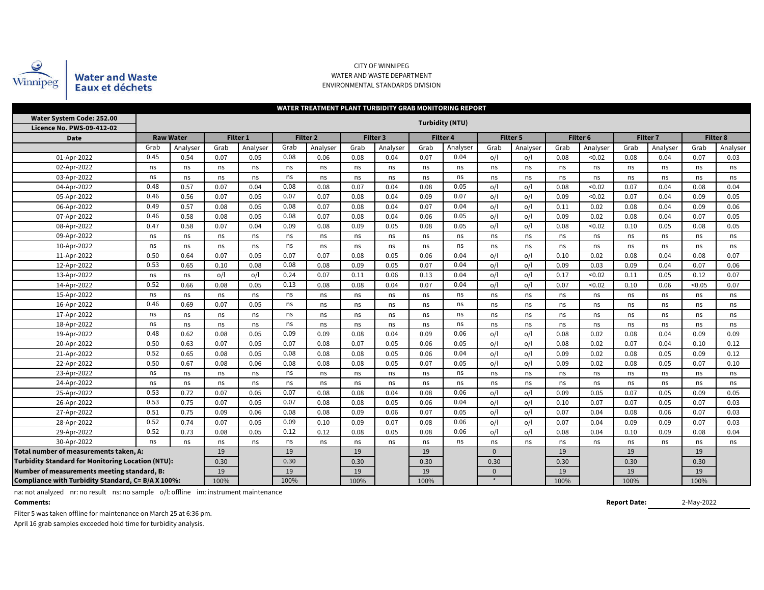Winnipeg Water and Waste / Eaux et déchets

CITY OF WINNIPEG
WATER AND WASTE DEPARTMENT
ENVIRONMENTAL STANDARDS DIVISION

## WATER TREATMENT PLANT TURBIDITY GRAB MONITORING REPORT

**Water System Code: 252.00**
**Licence No. PWS-09-412-02**

| Date | Raw Water | | Filter 1 | | Filter 2 | | Filter 3 | | Filter 4 | | Filter 5 | | Filter 6 | | Filter 7 | | Filter 8 | |
|---|---|---|---|---|---|---|---|---|---|---|---|---|---|---|---|---|---|---|
| | **Turbidity (NTU)** | | | | | | | | | | | | | | | | | |
| | Grab | Analyser | Grab | Analyser | Grab | Analyser | Grab | Analyser | Grab | Analyser | Grab | Analyser | Grab | Analyser | Grab | Analyser | Grab | Analyser |
| 01-Apr-2022 | 0.45 | 0.54 | 0.07 | 0.05 | 0.08 | 0.06 | 0.08 | 0.04 | 0.07 | 0.04 | o/l | o/l | 0.08 | <0.02 | 0.08 | 0.04 | 0.07 | 0.03 |
| 02-Apr-2022 | ns | ns | ns | ns | ns | ns | ns | ns | ns | ns | ns | ns | ns | ns | ns | ns | ns | ns |
| 03-Apr-2022 | ns | ns | ns | ns | ns | ns | ns | ns | ns | ns | ns | ns | ns | ns | ns | ns | ns | ns |
| 04-Apr-2022 | 0.48 | 0.57 | 0.07 | 0.04 | 0.08 | 0.08 | 0.07 | 0.04 | 0.08 | 0.05 | o/l | o/l | 0.08 | <0.02 | 0.07 | 0.04 | 0.08 | 0.04 |
| 05-Apr-2022 | 0.46 | 0.56 | 0.07 | 0.05 | 0.07 | 0.07 | 0.08 | 0.04 | 0.09 | 0.07 | o/l | o/l | 0.09 | <0.02 | 0.07 | 0.04 | 0.09 | 0.05 |
| 06-Apr-2022 | 0.49 | 0.57 | 0.08 | 0.05 | 0.08 | 0.07 | 0.08 | 0.04 | 0.07 | 0.04 | o/l | o/l | 0.11 | 0.02 | 0.08 | 0.04 | 0.09 | 0.06 |
| 07-Apr-2022 | 0.46 | 0.58 | 0.08 | 0.05 | 0.08 | 0.07 | 0.08 | 0.04 | 0.06 | 0.05 | o/l | o/l | 0.09 | 0.02 | 0.08 | 0.04 | 0.07 | 0.05 |
| 08-Apr-2022 | 0.47 | 0.58 | 0.07 | 0.04 | 0.09 | 0.08 | 0.09 | 0.05 | 0.08 | 0.05 | o/l | o/l | 0.08 | <0.02 | 0.10 | 0.05 | 0.08 | 0.05 |
| 09-Apr-2022 | ns | ns | ns | ns | ns | ns | ns | ns | ns | ns | ns | ns | ns | ns | ns | ns | ns | ns |
| 10-Apr-2022 | ns | ns | ns | ns | ns | ns | ns | ns | ns | ns | ns | ns | ns | ns | ns | ns | ns | ns |
| 11-Apr-2022 | 0.50 | 0.64 | 0.07 | 0.05 | 0.07 | 0.07 | 0.08 | 0.05 | 0.06 | 0.04 | o/l | o/l | 0.10 | 0.02 | 0.08 | 0.04 | 0.08 | 0.07 |
| 12-Apr-2022 | 0.53 | 0.65 | 0.10 | 0.08 | 0.08 | 0.08 | 0.09 | 0.05 | 0.07 | 0.04 | o/l | o/l | 0.09 | 0.03 | 0.09 | 0.04 | 0.07 | 0.06 |
| 13-Apr-2022 | ns | ns | o/l | o/l | 0.24 | 0.07 | 0.11 | 0.06 | 0.13 | 0.04 | o/l | o/l | 0.17 | <0.02 | 0.11 | 0.05 | 0.12 | 0.07 |
| 14-Apr-2022 | 0.52 | 0.66 | 0.08 | 0.05 | 0.13 | 0.08 | 0.08 | 0.04 | 0.07 | 0.04 | o/l | o/l | 0.07 | <0.02 | 0.10 | 0.06 | <0.05 | 0.07 |
| 15-Apr-2022 | ns | ns | ns | ns | ns | ns | ns | ns | ns | ns | ns | ns | ns | ns | ns | ns | ns | ns |
| 16-Apr-2022 | 0.46 | 0.69 | 0.07 | 0.05 | ns | ns | ns | ns | ns | ns | ns | ns | ns | ns | ns | ns | ns | ns |
| 17-Apr-2022 | ns | ns | ns | ns | ns | ns | ns | ns | ns | ns | ns | ns | ns | ns | ns | ns | ns | ns |
| 18-Apr-2022 | ns | ns | ns | ns | ns | ns | ns | ns | ns | ns | ns | ns | ns | ns | ns | ns | ns | ns |
| 19-Apr-2022 | 0.48 | 0.62 | 0.08 | 0.05 | 0.09 | 0.09 | 0.08 | 0.04 | 0.09 | 0.06 | o/l | o/l | 0.08 | 0.02 | 0.08 | 0.04 | 0.09 | 0.09 |
| 20-Apr-2022 | 0.50 | 0.63 | 0.07 | 0.05 | 0.07 | 0.08 | 0.07 | 0.05 | 0.06 | 0.05 | o/l | o/l | 0.08 | 0.02 | 0.07 | 0.04 | 0.10 | 0.12 |
| 21-Apr-2022 | 0.52 | 0.65 | 0.08 | 0.05 | 0.08 | 0.08 | 0.08 | 0.05 | 0.06 | 0.04 | o/l | o/l | 0.09 | 0.02 | 0.08 | 0.05 | 0.09 | 0.12 |
| 22-Apr-2022 | 0.50 | 0.67 | 0.08 | 0.06 | 0.08 | 0.08 | 0.08 | 0.05 | 0.07 | 0.05 | o/l | o/l | 0.09 | 0.02 | 0.08 | 0.05 | 0.07 | 0.10 |
| 23-Apr-2022 | ns | ns | ns | ns | ns | ns | ns | ns | ns | ns | ns | ns | ns | ns | ns | ns | ns | ns |
| 24-Apr-2022 | ns | ns | ns | ns | ns | ns | ns | ns | ns | ns | ns | ns | ns | ns | ns | ns | ns | ns |
| 25-Apr-2022 | 0.53 | 0.72 | 0.07 | 0.05 | 0.07 | 0.08 | 0.08 | 0.04 | 0.08 | 0.06 | o/l | o/l | 0.09 | 0.05 | 0.07 | 0.05 | 0.09 | 0.05 |
| 26-Apr-2022 | 0.53 | 0.75 | 0.07 | 0.05 | 0.07 | 0.08 | 0.08 | 0.05 | 0.06 | 0.04 | o/l | o/l | 0.10 | 0.07 | 0.07 | 0.05 | 0.07 | 0.03 |
| 27-Apr-2022 | 0.51 | 0.75 | 0.09 | 0.06 | 0.08 | 0.08 | 0.09 | 0.06 | 0.07 | 0.05 | o/l | o/l | 0.07 | 0.04 | 0.08 | 0.06 | 0.07 | 0.03 |
| 28-Apr-2022 | 0.52 | 0.74 | 0.07 | 0.05 | 0.09 | 0.10 | 0.09 | 0.07 | 0.08 | 0.06 | o/l | o/l | 0.07 | 0.04 | 0.09 | 0.09 | 0.07 | 0.03 |
| 29-Apr-2022 | 0.52 | 0.73 | 0.08 | 0.05 | 0.12 | 0.12 | 0.08 | 0.05 | 0.08 | 0.06 | o/l | o/l | 0.08 | 0.04 | 0.10 | 0.09 | 0.08 | 0.04 |
| 30-Apr-2022 | ns | ns | ns | ns | ns | ns | ns | ns | ns | ns | ns | ns | ns | ns | ns | ns | ns | ns |
| **Total number of measurements taken, A:** | | | 19 | | 19 | | 19 | | 19 | | 0 | | 19 | | 19 | | 19 | |
| **Turbidity Standard for Monitoring Location (NTU):** | | | 0.30 | | 0.30 | | 0.30 | | 0.30 | | 0.30 | | 0.30 | | 0.30 | | 0.30 | |
| **Number of measurements meeting standard, B:** | | | 19 | | 19 | | 19 | | 19 | | 0 | | 19 | | 19 | | 19 | |
| **Compliance with Turbidity Standard, C= B/A X 100%:** | | | 100% | | 100% | | 100% | | 100% | | * | | 100% | | 100% | | 100% | |

na: not analyzed nr: no result ns: no sample o/l: offline im: instrument maintenance

**Comments:**

Filter 5 was taken offline for maintenance on March 25 at 6:36 pm.

April 16 grab samples exceeded hold time for turbidity analysis.

**Report Date:** 2-May-2022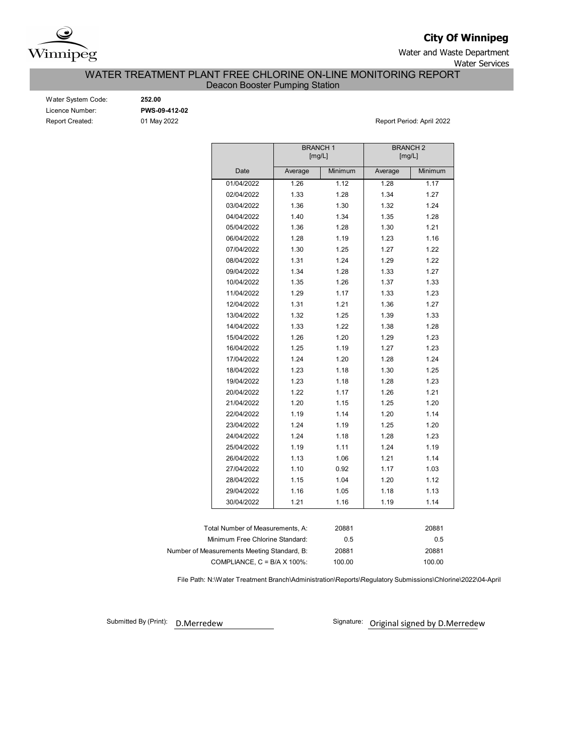Winnipeg

**City Of Winnipeg**

Water and Waste Department

Water Services

# WATER TREATMENT PLANT FREE CHLORINE ON-LINE MONITORING REPORT

## Deacon Booster Pumping Station

Water System Code: **252.00**

Licence Number: **PWS-09-412-02**

Report Created: 01 May 2022

Report Period: April 2022

| | BRANCH 1 [mg/L] | | BRANCH 2 [mg/L] | |
|---|---|---|---|---|
| Date | Average | Minimum | Average | Minimum |
| 01/04/2022 | 1.26 | 1.12 | 1.28 | 1.17 |
| 02/04/2022 | 1.33 | 1.28 | 1.34 | 1.27 |
| 03/04/2022 | 1.36 | 1.30 | 1.32 | 1.24 |
| 04/04/2022 | 1.40 | 1.34 | 1.35 | 1.28 |
| 05/04/2022 | 1.36 | 1.28 | 1.30 | 1.21 |
| 06/04/2022 | 1.28 | 1.19 | 1.23 | 1.16 |
| 07/04/2022 | 1.30 | 1.25 | 1.27 | 1.22 |
| 08/04/2022 | 1.31 | 1.24 | 1.29 | 1.22 |
| 09/04/2022 | 1.34 | 1.28 | 1.33 | 1.27 |
| 10/04/2022 | 1.35 | 1.26 | 1.37 | 1.33 |
| 11/04/2022 | 1.29 | 1.17 | 1.33 | 1.23 |
| 12/04/2022 | 1.31 | 1.21 | 1.36 | 1.27 |
| 13/04/2022 | 1.32 | 1.25 | 1.39 | 1.33 |
| 14/04/2022 | 1.33 | 1.22 | 1.38 | 1.28 |
| 15/04/2022 | 1.26 | 1.20 | 1.29 | 1.23 |
| 16/04/2022 | 1.25 | 1.19 | 1.27 | 1.23 |
| 17/04/2022 | 1.24 | 1.20 | 1.28 | 1.24 |
| 18/04/2022 | 1.23 | 1.18 | 1.30 | 1.25 |
| 19/04/2022 | 1.23 | 1.18 | 1.28 | 1.23 |
| 20/04/2022 | 1.22 | 1.17 | 1.26 | 1.21 |
| 21/04/2022 | 1.20 | 1.15 | 1.25 | 1.20 |
| 22/04/2022 | 1.19 | 1.14 | 1.20 | 1.14 |
| 23/04/2022 | 1.24 | 1.19 | 1.25 | 1.20 |
| 24/04/2022 | 1.24 | 1.18 | 1.28 | 1.23 |
| 25/04/2022 | 1.19 | 1.11 | 1.24 | 1.19 |
| 26/04/2022 | 1.13 | 1.06 | 1.21 | 1.14 |
| 27/04/2022 | 1.10 | 0.92 | 1.17 | 1.03 |
| 28/04/2022 | 1.15 | 1.04 | 1.20 | 1.12 |
| 29/04/2022 | 1.16 | 1.05 | 1.18 | 1.13 |
| 30/04/2022 | 1.21 | 1.16 | 1.19 | 1.14 |

| | Branch 1 | Branch 2 |
|---|---|---|
| Total Number of Measurements, A: | 20881 | 20881 |
| Minimum Free Chlorine Standard: | 0.5 | 0.5 |
| Number of Measurements Meeting Standard, B: | 20881 | 20881 |
| COMPLIANCE, C = B/A X 100%: | 100.00 | 100.00 |

File Path: N:\Water Treatment Branch\Administration\Reports\Regulatory Submissions\Chlorine\2022\04-April

Submitted By (Print): D.Merredew

Signature: Original signed by D.Merredew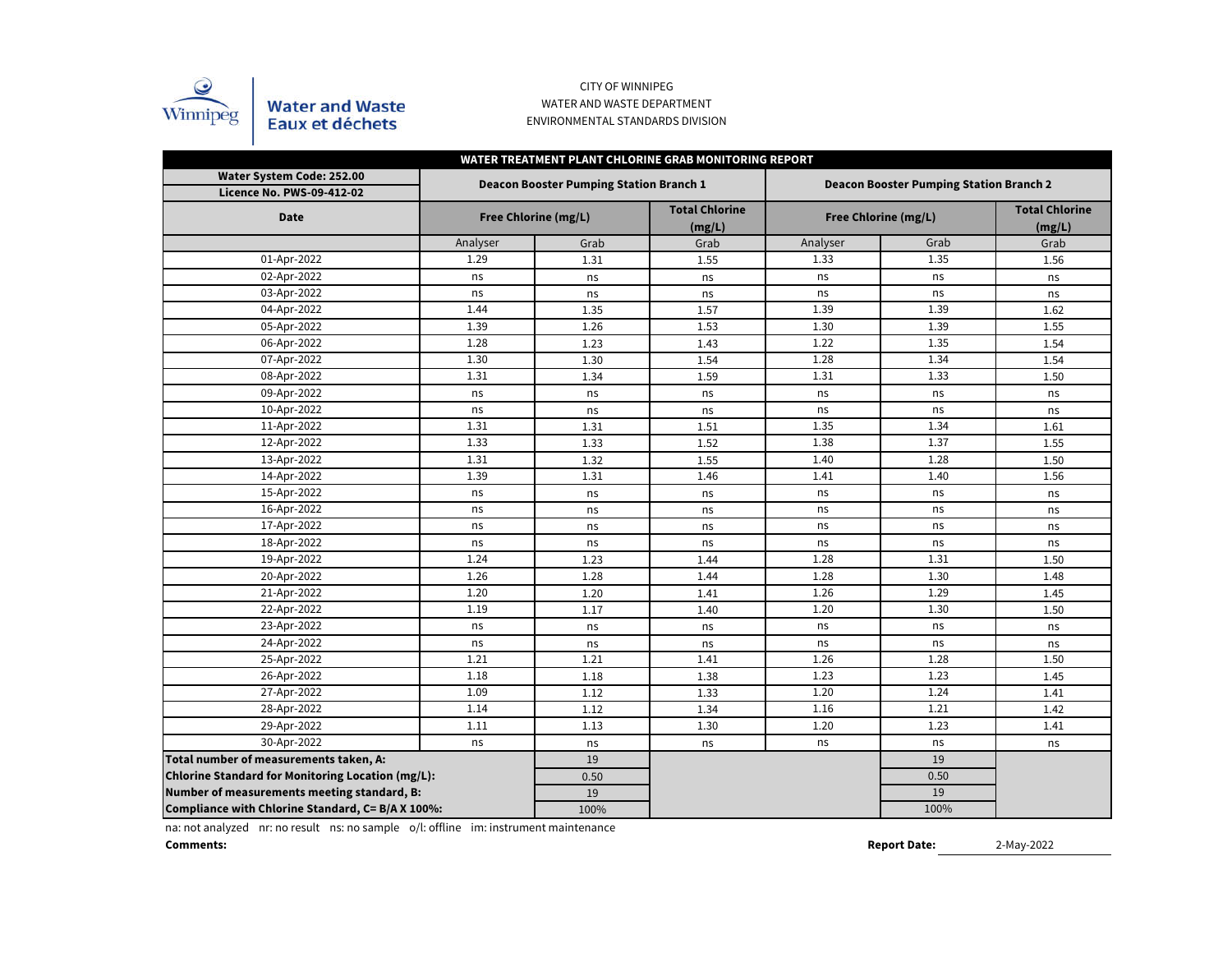CITY OF WINNIPEG
WATER AND WASTE DEPARTMENT
ENVIRONMENTAL STANDARDS DIVISION

Water and Waste
Eaux et déchets

**WATER TREATMENT PLANT CHLORINE GRAB MONITORING REPORT**

| Water System Code: 252.00 / Licence No. PWS-09-412-02 | Deacon Booster Pumping Station Branch 1 | | | Deacon Booster Pumping Station Branch 2 | | |
|---|---|---|---|---|---|---|
| **Date** | **Free Chlorine (mg/L)** | | **Total Chlorine (mg/L)** | **Free Chlorine (mg/L)** | | **Total Chlorine (mg/L)** |
| | Analyser | Grab | Grab | Analyser | Grab | Grab |
| 01-Apr-2022 | 1.29 | 1.31 | 1.55 | 1.33 | 1.35 | 1.56 |
| 02-Apr-2022 | ns | ns | ns | ns | ns | ns |
| 03-Apr-2022 | ns | ns | ns | ns | ns | ns |
| 04-Apr-2022 | 1.44 | 1.35 | 1.57 | 1.39 | 1.39 | 1.62 |
| 05-Apr-2022 | 1.39 | 1.26 | 1.53 | 1.30 | 1.39 | 1.55 |
| 06-Apr-2022 | 1.28 | 1.23 | 1.43 | 1.22 | 1.35 | 1.54 |
| 07-Apr-2022 | 1.30 | 1.30 | 1.54 | 1.28 | 1.34 | 1.54 |
| 08-Apr-2022 | 1.31 | 1.34 | 1.59 | 1.31 | 1.33 | 1.50 |
| 09-Apr-2022 | ns | ns | ns | ns | ns | ns |
| 10-Apr-2022 | ns | ns | ns | ns | ns | ns |
| 11-Apr-2022 | 1.31 | 1.31 | 1.51 | 1.35 | 1.34 | 1.61 |
| 12-Apr-2022 | 1.33 | 1.33 | 1.52 | 1.38 | 1.37 | 1.55 |
| 13-Apr-2022 | 1.31 | 1.32 | 1.55 | 1.40 | 1.28 | 1.50 |
| 14-Apr-2022 | 1.39 | 1.31 | 1.46 | 1.41 | 1.40 | 1.56 |
| 15-Apr-2022 | ns | ns | ns | ns | ns | ns |
| 16-Apr-2022 | ns | ns | ns | ns | ns | ns |
| 17-Apr-2022 | ns | ns | ns | ns | ns | ns |
| 18-Apr-2022 | ns | ns | ns | ns | ns | ns |
| 19-Apr-2022 | 1.24 | 1.23 | 1.44 | 1.28 | 1.31 | 1.50 |
| 20-Apr-2022 | 1.26 | 1.28 | 1.44 | 1.28 | 1.30 | 1.48 |
| 21-Apr-2022 | 1.20 | 1.20 | 1.41 | 1.26 | 1.29 | 1.45 |
| 22-Apr-2022 | 1.19 | 1.17 | 1.40 | 1.20 | 1.30 | 1.50 |
| 23-Apr-2022 | ns | ns | ns | ns | ns | ns |
| 24-Apr-2022 | ns | ns | ns | ns | ns | ns |
| 25-Apr-2022 | 1.21 | 1.21 | 1.41 | 1.26 | 1.28 | 1.50 |
| 26-Apr-2022 | 1.18 | 1.18 | 1.38 | 1.23 | 1.23 | 1.45 |
| 27-Apr-2022 | 1.09 | 1.12 | 1.33 | 1.20 | 1.24 | 1.41 |
| 28-Apr-2022 | 1.14 | 1.12 | 1.34 | 1.16 | 1.21 | 1.42 |
| 29-Apr-2022 | 1.11 | 1.13 | 1.30 | 1.20 | 1.23 | 1.41 |
| 30-Apr-2022 | ns | ns | ns | ns | ns | ns |
| **Total number of measurements taken, A:** | | 19 | | | 19 | |
| **Chlorine Standard for Monitoring Location (mg/L):** | | 0.50 | | | 0.50 | |
| **Number of measurements meeting standard, B:** | | 19 | | | 19 | |
| **Compliance with Chlorine Standard, C= B/A X 100%:** | | 100% | | | 100% | |

na: not analyzed nr: no result ns: no sample o/l: offline im: instrument maintenance

**Comments:**

**Report Date:** 2-May-2022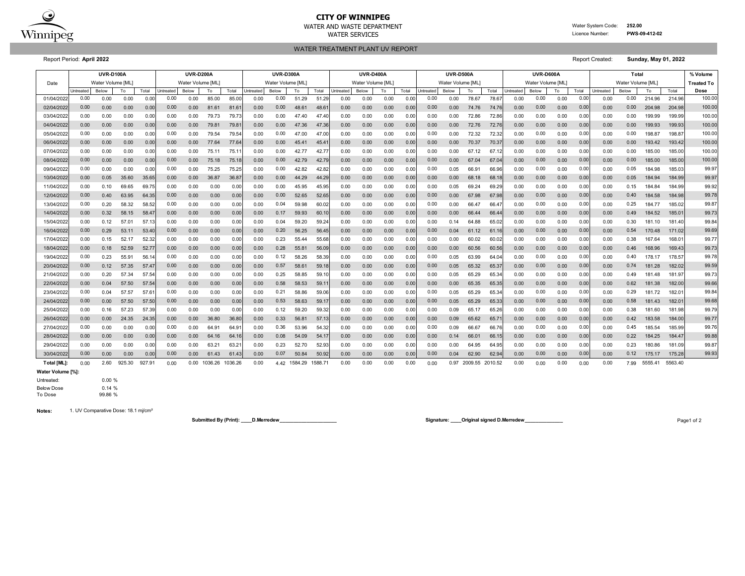# CITY OF WINNIPEG

WATER AND WASTE DEPARTMENT

WATER SERVICES

Water System Code: **252.00**

Licence Number: **PWS-09-412-02**

## WATER TREATMENT PLANT UV REPORT

Report Period: **April 2022**

Report Created: **Sunday, May 01, 2022**

| Date | UVR-D100A Water Volume [ML] | | | | UVR-D200A Water Volume [ML] | | | | UVR-D300A Water Volume [ML] | | | | UVR-D400A Water Volume [ML] | | | | UVR-D500A Water Volume [ML] | | | | UVR-D600A Water Volume [ML] | | | | Total Water Volume [ML] | | | | % Volume Treated To Dose |
|---|---|---|---|---|---|---|---|---|---|---|---|---|---|---|---|---|---|---|---|---|---|---|---|---|---|---|---|---|---|
| | Untreated | Below | To | Total | Untreated | Below | To | Total | Untreated | Below | To | Total | Untreated | Below | To | Total | Untreated | Below | To | Total | Untreated | Below | To | Total | Untreated | Below | To | Total | |
| 01/04/2022 | 0.00 | 0.00 | 0.00 | 0.00 | 0.00 | 0.00 | 85.00 | 85.00 | 0.00 | 0.00 | 51.29 | 51.29 | 0.00 | 0.00 | 0.00 | 0.00 | 0.00 | 0.00 | 78.67 | 78.67 | 0.00 | 0.00 | 0.00 | 0.00 | 0.00 | 0.00 | 214.96 | 214.96 | 100.00 |
| 02/04/2022 | 0.00 | 0.00 | 0.00 | 0.00 | 0.00 | 0.00 | 81.61 | 81.61 | 0.00 | 0.00 | 48.61 | 48.61 | 0.00 | 0.00 | 0.00 | 0.00 | 0.00 | 0.00 | 74.76 | 74.76 | 0.00 | 0.00 | 0.00 | 0.00 | 0.00 | 0.00 | 204.98 | 204.98 | 100.00 |
| 03/04/2022 | 0.00 | 0.00 | 0.00 | 0.00 | 0.00 | 0.00 | 79.73 | 79.73 | 0.00 | 0.00 | 47.40 | 47.40 | 0.00 | 0.00 | 0.00 | 0.00 | 0.00 | 0.00 | 72.86 | 72.86 | 0.00 | 0.00 | 0.00 | 0.00 | 0.00 | 0.00 | 199.99 | 199.99 | 100.00 |
| 04/04/2022 | 0.00 | 0.00 | 0.00 | 0.00 | 0.00 | 0.00 | 79.81 | 79.81 | 0.00 | 0.00 | 47.36 | 47.36 | 0.00 | 0.00 | 0.00 | 0.00 | 0.00 | 0.00 | 72.76 | 72.76 | 0.00 | 0.00 | 0.00 | 0.00 | 0.00 | 0.00 | 199.93 | 199.93 | 100.00 |
| 05/04/2022 | 0.00 | 0.00 | 0.00 | 0.00 | 0.00 | 0.00 | 79.54 | 79.54 | 0.00 | 0.00 | 47.00 | 47.00 | 0.00 | 0.00 | 0.00 | 0.00 | 0.00 | 0.00 | 72.32 | 72.32 | 0.00 | 0.00 | 0.00 | 0.00 | 0.00 | 0.00 | 198.87 | 198.87 | 100.00 |
| 06/04/2022 | 0.00 | 0.00 | 0.00 | 0.00 | 0.00 | 0.00 | 77.64 | 77.64 | 0.00 | 0.00 | 45.41 | 45.41 | 0.00 | 0.00 | 0.00 | 0.00 | 0.00 | 0.00 | 70.37 | 70.37 | 0.00 | 0.00 | 0.00 | 0.00 | 0.00 | 0.00 | 193.42 | 193.42 | 100.00 |
| 07/04/2022 | 0.00 | 0.00 | 0.00 | 0.00 | 0.00 | 0.00 | 75.11 | 75.11 | 0.00 | 0.00 | 42.77 | 42.77 | 0.00 | 0.00 | 0.00 | 0.00 | 0.00 | 0.00 | 67.12 | 67.12 | 0.00 | 0.00 | 0.00 | 0.00 | 0.00 | 0.00 | 185.00 | 185.00 | 100.00 |
| 08/04/2022 | 0.00 | 0.00 | 0.00 | 0.00 | 0.00 | 0.00 | 75.18 | 75.18 | 0.00 | 0.00 | 42.79 | 42.79 | 0.00 | 0.00 | 0.00 | 0.00 | 0.00 | 0.00 | 67.04 | 67.04 | 0.00 | 0.00 | 0.00 | 0.00 | 0.00 | 0.00 | 185.00 | 185.00 | 100.00 |
| 09/04/2022 | 0.00 | 0.00 | 0.00 | 0.00 | 0.00 | 0.00 | 75.25 | 75.25 | 0.00 | 0.00 | 42.82 | 42.82 | 0.00 | 0.00 | 0.00 | 0.00 | 0.00 | 0.05 | 66.91 | 66.96 | 0.00 | 0.00 | 0.00 | 0.00 | 0.00 | 0.05 | 184.98 | 185.03 | 99.97 |
| 10/04/2022 | 0.00 | 0.05 | 35.60 | 35.65 | 0.00 | 0.00 | 36.87 | 36.87 | 0.00 | 0.00 | 44.29 | 44.29 | 0.00 | 0.00 | 0.00 | 0.00 | 0.00 | 0.00 | 68.18 | 68.18 | 0.00 | 0.00 | 0.00 | 0.00 | 0.00 | 0.05 | 184.94 | 184.99 | 99.97 |
| 11/04/2022 | 0.00 | 0.10 | 69.65 | 69.75 | 0.00 | 0.00 | 0.00 | 0.00 | 0.00 | 0.00 | 45.95 | 45.95 | 0.00 | 0.00 | 0.00 | 0.00 | 0.00 | 0.05 | 69.24 | 69.29 | 0.00 | 0.00 | 0.00 | 0.00 | 0.00 | 0.15 | 184.84 | 184.99 | 99.92 |
| 12/04/2022 | 0.00 | 0.40 | 63.95 | 64.35 | 0.00 | 0.00 | 0.00 | 0.00 | 0.00 | 0.00 | 52.65 | 52.65 | 0.00 | 0.00 | 0.00 | 0.00 | 0.00 | 0.00 | 67.98 | 67.98 | 0.00 | 0.00 | 0.00 | 0.00 | 0.00 | 0.40 | 184.58 | 184.98 | 99.78 |
| 13/04/2022 | 0.00 | 0.20 | 58.32 | 58.52 | 0.00 | 0.00 | 0.00 | 0.00 | 0.00 | 0.04 | 59.98 | 60.02 | 0.00 | 0.00 | 0.00 | 0.00 | 0.00 | 0.00 | 66.47 | 66.47 | 0.00 | 0.00 | 0.00 | 0.00 | 0.00 | 0.25 | 184.77 | 185.02 | 99.87 |
| 14/04/2022 | 0.00 | 0.32 | 58.15 | 58.47 | 0.00 | 0.00 | 0.00 | 0.00 | 0.00 | 0.17 | 59.93 | 60.10 | 0.00 | 0.00 | 0.00 | 0.00 | 0.00 | 0.00 | 66.44 | 66.44 | 0.00 | 0.00 | 0.00 | 0.00 | 0.00 | 0.49 | 184.52 | 185.01 | 99.73 |
| 15/04/2022 | 0.00 | 0.12 | 57.01 | 57.13 | 0.00 | 0.00 | 0.00 | 0.00 | 0.00 | 0.04 | 59.20 | 59.24 | 0.00 | 0.00 | 0.00 | 0.00 | 0.00 | 0.14 | 64.88 | 65.02 | 0.00 | 0.00 | 0.00 | 0.00 | 0.00 | 0.30 | 181.10 | 181.40 | 99.84 |
| 16/04/2022 | 0.00 | 0.29 | 53.11 | 53.40 | 0.00 | 0.00 | 0.00 | 0.00 | 0.00 | 0.20 | 56.25 | 56.45 | 0.00 | 0.00 | 0.00 | 0.00 | 0.00 | 0.04 | 61.12 | 61.16 | 0.00 | 0.00 | 0.00 | 0.00 | 0.00 | 0.54 | 170.48 | 171.02 | 99.69 |
| 17/04/2022 | 0.00 | 0.15 | 52.17 | 52.32 | 0.00 | 0.00 | 0.00 | 0.00 | 0.00 | 0.23 | 55.44 | 55.68 | 0.00 | 0.00 | 0.00 | 0.00 | 0.00 | 0.00 | 60.02 | 60.02 | 0.00 | 0.00 | 0.00 | 0.00 | 0.00 | 0.38 | 167.64 | 168.01 | 99.77 |
| 18/04/2022 | 0.00 | 0.18 | 52.59 | 52.77 | 0.00 | 0.00 | 0.00 | 0.00 | 0.00 | 0.28 | 55.81 | 56.09 | 0.00 | 0.00 | 0.00 | 0.00 | 0.00 | 0.00 | 60.56 | 60.56 | 0.00 | 0.00 | 0.00 | 0.00 | 0.00 | 0.46 | 168.96 | 169.43 | 99.73 |
| 19/04/2022 | 0.00 | 0.23 | 55.91 | 56.14 | 0.00 | 0.00 | 0.00 | 0.00 | 0.00 | 0.12 | 58.26 | 58.39 | 0.00 | 0.00 | 0.00 | 0.00 | 0.00 | 0.05 | 63.99 | 64.04 | 0.00 | 0.00 | 0.00 | 0.00 | 0.00 | 0.40 | 178.17 | 178.57 | 99.78 |
| 20/04/2022 | 0.00 | 0.12 | 57.35 | 57.47 | 0.00 | 0.00 | 0.00 | 0.00 | 0.00 | 0.57 | 58.61 | 59.18 | 0.00 | 0.00 | 0.00 | 0.00 | 0.00 | 0.05 | 65.32 | 65.37 | 0.00 | 0.00 | 0.00 | 0.00 | 0.00 | 0.74 | 181.28 | 182.02 | 99.59 |
| 21/04/2022 | 0.00 | 0.20 | 57.34 | 57.54 | 0.00 | 0.00 | 0.00 | 0.00 | 0.00 | 0.25 | 58.85 | 59.10 | 0.00 | 0.00 | 0.00 | 0.00 | 0.00 | 0.05 | 65.29 | 65.34 | 0.00 | 0.00 | 0.00 | 0.00 | 0.00 | 0.49 | 181.48 | 181.97 | 99.73 |
| 22/04/2022 | 0.00 | 0.04 | 57.50 | 57.54 | 0.00 | 0.00 | 0.00 | 0.00 | 0.00 | 0.58 | 58.53 | 59.11 | 0.00 | 0.00 | 0.00 | 0.00 | 0.00 | 0.00 | 65.35 | 65.35 | 0.00 | 0.00 | 0.00 | 0.00 | 0.00 | 0.62 | 181.38 | 182.00 | 99.66 |
| 23/04/2022 | 0.00 | 0.04 | 57.57 | 57.61 | 0.00 | 0.00 | 0.00 | 0.00 | 0.00 | 0.21 | 58.86 | 59.06 | 0.00 | 0.00 | 0.00 | 0.00 | 0.00 | 0.05 | 65.29 | 65.34 | 0.00 | 0.00 | 0.00 | 0.00 | 0.00 | 0.29 | 181.72 | 182.01 | 99.84 |
| 24/04/2022 | 0.00 | 0.00 | 57.50 | 57.50 | 0.00 | 0.00 | 0.00 | 0.00 | 0.00 | 0.53 | 58.63 | 59.17 | 0.00 | 0.00 | 0.00 | 0.00 | 0.00 | 0.05 | 65.29 | 65.33 | 0.00 | 0.00 | 0.00 | 0.00 | 0.00 | 0.58 | 181.43 | 182.01 | 99.68 |
| 25/04/2022 | 0.00 | 0.16 | 57.23 | 57.39 | 0.00 | 0.00 | 0.00 | 0.00 | 0.00 | 0.12 | 59.20 | 59.32 | 0.00 | 0.00 | 0.00 | 0.00 | 0.00 | 0.09 | 65.17 | 65.26 | 0.00 | 0.00 | 0.00 | 0.00 | 0.00 | 0.38 | 181.60 | 181.98 | 99.79 |
| 26/04/2022 | 0.00 | 0.00 | 24.35 | 24.35 | 0.00 | 0.00 | 36.80 | 36.80 | 0.00 | 0.33 | 56.81 | 57.13 | 0.00 | 0.00 | 0.00 | 0.00 | 0.00 | 0.09 | 65.62 | 65.71 | 0.00 | 0.00 | 0.00 | 0.00 | 0.00 | 0.42 | 183.58 | 184.00 | 99.77 |
| 27/04/2022 | 0.00 | 0.00 | 0.00 | 0.00 | 0.00 | 0.00 | 64.91 | 64.91 | 0.00 | 0.36 | 53.96 | 54.32 | 0.00 | 0.00 | 0.00 | 0.00 | 0.00 | 0.09 | 66.67 | 66.76 | 0.00 | 0.00 | 0.00 | 0.00 | 0.00 | 0.45 | 185.54 | 185.99 | 99.76 |
| 28/04/2022 | 0.00 | 0.00 | 0.00 | 0.00 | 0.00 | 0.00 | 64.16 | 64.16 | 0.00 | 0.08 | 54.09 | 54.17 | 0.00 | 0.00 | 0.00 | 0.00 | 0.00 | 0.14 | 66.01 | 66.15 | 0.00 | 0.00 | 0.00 | 0.00 | 0.00 | 0.22 | 184.25 | 184.47 | 99.88 |
| 29/04/2022 | 0.00 | 0.00 | 0.00 | 0.00 | 0.00 | 0.00 | 63.21 | 63.21 | 0.00 | 0.23 | 52.70 | 52.93 | 0.00 | 0.00 | 0.00 | 0.00 | 0.00 | 0.00 | 64.95 | 64.95 | 0.00 | 0.00 | 0.00 | 0.00 | 0.00 | 0.23 | 180.86 | 181.09 | 99.87 |
| 30/04/2022 | 0.00 | 0.00 | 0.00 | 0.00 | 0.00 | 0.00 | 61.43 | 61.43 | 0.00 | 0.07 | 50.84 | 50.92 | 0.00 | 0.00 | 0.00 | 0.00 | 0.00 | 0.04 | 62.90 | 62.94 | 0.00 | 0.00 | 0.00 | 0.00 | 0.00 | 0.12 | 175.17 | 175.28 | 99.93 |
| **Total [ML]:** | 0.00 | 2.60 | 925.30 | 927.91 | 0.00 | 0.00 | 1036.26 | 1036.26 | 0.00 | 4.42 | 1584.29 | 1588.71 | 0.00 | 0.00 | 0.00 | 0.00 | 0.00 | 0.97 | 2009.55 | 2010.52 | 0.00 | 0.00 | 0.00 | 0.00 | 0.00 | 7.99 | 5555.41 | 5563.40 | |

**Water Volume [%]:**

| | |
|---|---|
| Untreated: | 0.00 % |
| Below Dose | 0.14 % |
| To Dose | 99.86 % |

**Notes:** 1. UV Comparative Dose: 18.1 mj/cm²

**Submitted By (Print): ____D.Merredew____________________**

**Signature: ____Original signed D.Merredew______________**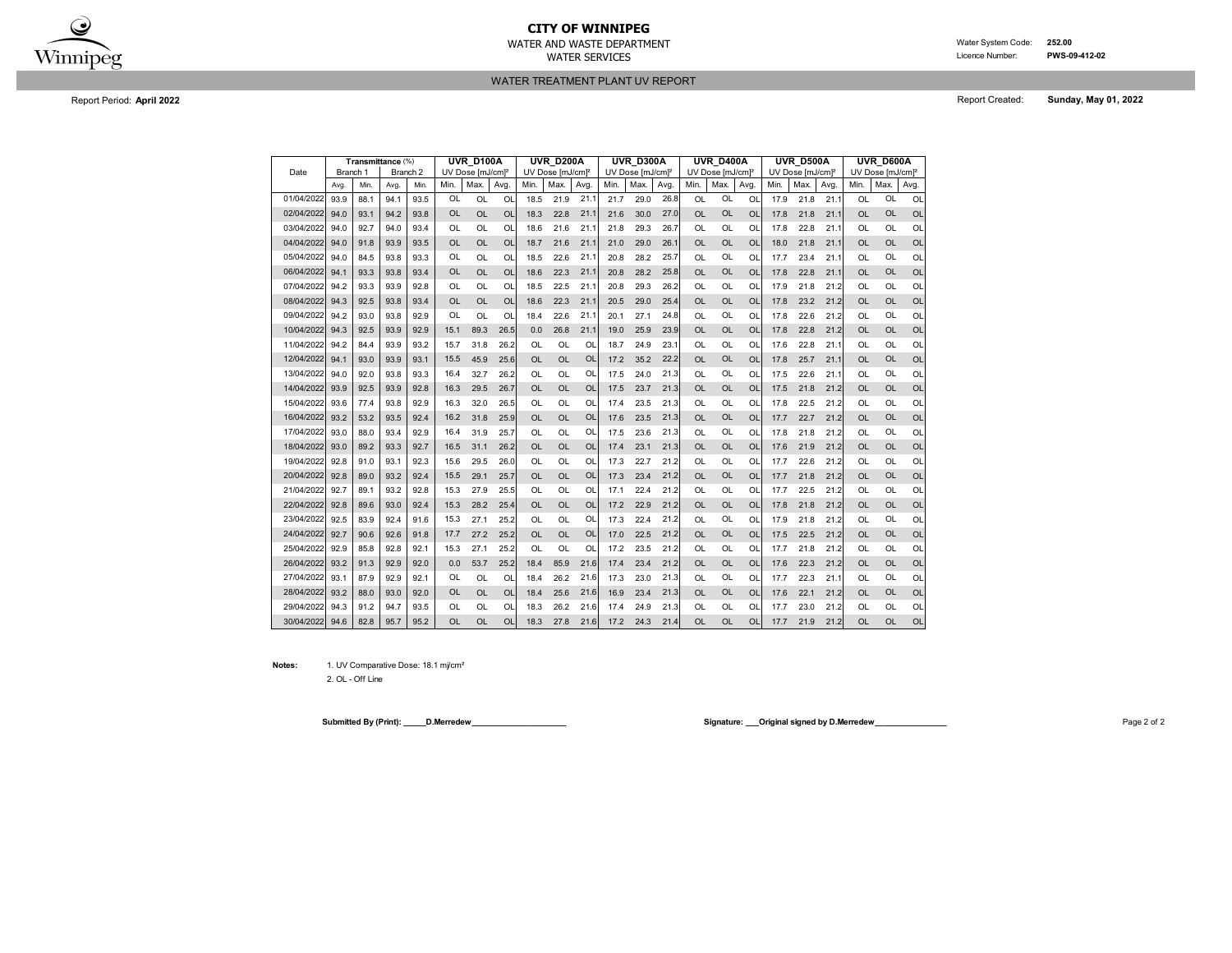# CITY OF WINNIPEG

WATER AND WASTE DEPARTMENT

WATER SERVICES

Water System Code: **252.00**

Licence Number: **PWS-09-412-02**

## WATER TREATMENT PLANT UV REPORT

Report Period: **April 2022**

Report Created: **Sunday, May 01, 2022**

| Date | Transmittance (%) | | | | UVR_D100A | | | UVR_D200A | | | UVR_D300A | | | UVR_D400A | | | UVR_D500A | | | UVR_D600A | | |
|---|---|---|---|---|---|---|---|---|---|---|---|---|---|---|---|---|---|---|---|---|---|---|
| | Branch 1 | | Branch 2 | | UV Dose [mJ/cm]² | | | UV Dose [mJ/cm]² | | | UV Dose [mJ/cm]² | | | UV Dose [mJ/cm]² | | | UV Dose [mJ/cm]² | | | UV Dose [mJ/cm]² | | |
| | Avg. | Min. | Avg. | Min. | Min. | Max. | Avg. | Min. | Max. | Avg. | Min. | Max. | Avg. | Min. | Max. | Avg. | Min. | Max. | Avg. | Min. | Max. | Avg. |
| 01/04/2022 | 93.9 | 88.1 | 94.1 | 93.5 | OL | OL | OL | 18.5 | 21.9 | 21.1 | 21.7 | 29.0 | 26.8 | OL | OL | OL | 17.9 | 21.8 | 21.1 | OL | OL | OL |
| 02/04/2022 | 94.0 | 93.1 | 94.2 | 93.8 | OL | OL | OL | 18.3 | 22.8 | 21.1 | 21.6 | 30.0 | 27.0 | OL | OL | OL | 17.8 | 21.8 | 21.1 | OL | OL | OL |
| 03/04/2022 | 94.0 | 92.7 | 94.0 | 93.4 | OL | OL | OL | 18.6 | 21.6 | 21.1 | 21.8 | 29.3 | 26.7 | OL | OL | OL | 17.8 | 22.8 | 21.1 | OL | OL | OL |
| 04/04/2022 | 94.0 | 91.8 | 93.9 | 93.5 | OL | OL | OL | 18.7 | 21.6 | 21.1 | 21.0 | 29.0 | 26.1 | OL | OL | OL | 18.0 | 21.8 | 21.1 | OL | OL | OL |
| 05/04/2022 | 94.0 | 84.5 | 93.8 | 93.3 | OL | OL | OL | 18.5 | 22.6 | 21.1 | 20.8 | 28.2 | 25.7 | OL | OL | OL | 17.7 | 23.4 | 21.1 | OL | OL | OL |
| 06/04/2022 | 94.1 | 93.3 | 93.8 | 93.4 | OL | OL | OL | 18.6 | 22.3 | 21.1 | 20.8 | 28.2 | 25.8 | OL | OL | OL | 17.8 | 22.8 | 21.1 | OL | OL | OL |
| 07/04/2022 | 94.2 | 93.3 | 93.9 | 92.8 | OL | OL | OL | 18.5 | 22.5 | 21.1 | 20.8 | 29.3 | 26.2 | OL | OL | OL | 17.9 | 21.8 | 21.2 | OL | OL | OL |
| 08/04/2022 | 94.3 | 92.5 | 93.8 | 93.4 | OL | OL | OL | 18.6 | 22.3 | 21.1 | 20.5 | 29.0 | 25.4 | OL | OL | OL | 17.8 | 23.2 | 21.2 | OL | OL | OL |
| 09/04/2022 | 94.2 | 93.0 | 93.8 | 92.9 | OL | OL | OL | 18.4 | 22.6 | 21.1 | 20.1 | 27.1 | 24.8 | OL | OL | OL | 17.8 | 22.6 | 21.2 | OL | OL | OL |
| 10/04/2022 | 94.3 | 92.5 | 93.9 | 92.9 | 15.1 | 89.3 | 26.5 | 0.0 | 26.8 | 21.1 | 19.0 | 25.9 | 23.9 | OL | OL | OL | 17.8 | 22.8 | 21.2 | OL | OL | OL |
| 11/04/2022 | 94.2 | 84.4 | 93.9 | 93.2 | 15.7 | 31.8 | 26.2 | OL | OL | OL | 18.7 | 24.9 | 23.1 | OL | OL | OL | 17.6 | 22.8 | 21.1 | OL | OL | OL |
| 12/04/2022 | 94.1 | 93.0 | 93.9 | 93.1 | 15.5 | 45.9 | 25.6 | OL | OL | OL | 17.2 | 35.2 | 22.2 | OL | OL | OL | 17.8 | 25.7 | 21.1 | OL | OL | OL |
| 13/04/2022 | 94.0 | 92.0 | 93.8 | 93.3 | 16.4 | 32.7 | 26.2 | OL | OL | OL | 17.5 | 24.0 | 21.3 | OL | OL | OL | 17.5 | 22.6 | 21.1 | OL | OL | OL |
| 14/04/2022 | 93.9 | 92.5 | 93.9 | 92.8 | 16.3 | 29.5 | 26.7 | OL | OL | OL | 17.5 | 23.7 | 21.3 | OL | OL | OL | 17.5 | 21.8 | 21.2 | OL | OL | OL |
| 15/04/2022 | 93.6 | 77.4 | 93.8 | 92.9 | 16.3 | 32.0 | 26.5 | OL | OL | OL | 17.4 | 23.5 | 21.3 | OL | OL | OL | 17.8 | 22.5 | 21.2 | OL | OL | OL |
| 16/04/2022 | 93.2 | 53.2 | 93.5 | 92.4 | 16.2 | 31.8 | 25.9 | OL | OL | OL | 17.6 | 23.5 | 21.3 | OL | OL | OL | 17.7 | 22.7 | 21.2 | OL | OL | OL |
| 17/04/2022 | 93.0 | 88.0 | 93.4 | 92.9 | 16.4 | 31.9 | 25.7 | OL | OL | OL | 17.5 | 23.6 | 21.3 | OL | OL | OL | 17.8 | 21.8 | 21.2 | OL | OL | OL |
| 18/04/2022 | 93.0 | 89.2 | 93.3 | 92.7 | 16.5 | 31.1 | 26.2 | OL | OL | OL | 17.4 | 23.1 | 21.3 | OL | OL | OL | 17.6 | 21.9 | 21.2 | OL | OL | OL |
| 19/04/2022 | 92.8 | 91.0 | 93.1 | 92.3 | 15.6 | 29.5 | 26.0 | OL | OL | OL | 17.3 | 22.7 | 21.2 | OL | OL | OL | 17.7 | 22.6 | 21.2 | OL | OL | OL |
| 20/04/2022 | 92.8 | 89.0 | 93.2 | 92.4 | 15.5 | 29.1 | 25.7 | OL | OL | OL | 17.3 | 23.4 | 21.2 | OL | OL | OL | 17.7 | 21.8 | 21.2 | OL | OL | OL |
| 21/04/2022 | 92.7 | 89.1 | 93.2 | 92.8 | 15.3 | 27.9 | 25.5 | OL | OL | OL | 17.1 | 22.4 | 21.2 | OL | OL | OL | 17.7 | 22.5 | 21.2 | OL | OL | OL |
| 22/04/2022 | 92.8 | 89.6 | 93.0 | 92.4 | 15.3 | 28.2 | 25.4 | OL | OL | OL | 17.2 | 22.9 | 21.2 | OL | OL | OL | 17.8 | 21.8 | 21.2 | OL | OL | OL |
| 23/04/2022 | 92.5 | 83.9 | 92.4 | 91.6 | 15.3 | 27.1 | 25.2 | OL | OL | OL | 17.3 | 22.4 | 21.2 | OL | OL | OL | 17.9 | 21.8 | 21.2 | OL | OL | OL |
| 24/04/2022 | 92.7 | 90.6 | 92.6 | 91.8 | 17.7 | 27.2 | 25.2 | OL | OL | OL | 17.0 | 22.5 | 21.2 | OL | OL | OL | 17.5 | 22.5 | 21.2 | OL | OL | OL |
| 25/04/2022 | 92.9 | 85.8 | 92.8 | 92.1 | 15.3 | 27.1 | 25.2 | OL | OL | OL | 17.2 | 23.5 | 21.2 | OL | OL | OL | 17.7 | 21.8 | 21.2 | OL | OL | OL |
| 26/04/2022 | 93.2 | 91.3 | 92.9 | 92.0 | 0.0 | 53.7 | 25.2 | 18.4 | 85.9 | 21.6 | 17.4 | 23.4 | 21.2 | OL | OL | OL | 17.6 | 22.3 | 21.2 | OL | OL | OL |
| 27/04/2022 | 93.1 | 87.9 | 92.9 | 92.1 | OL | OL | OL | 18.4 | 26.2 | 21.6 | 17.3 | 23.0 | 21.3 | OL | OL | OL | 17.7 | 22.3 | 21.1 | OL | OL | OL |
| 28/04/2022 | 93.2 | 88.0 | 93.0 | 92.0 | OL | OL | OL | 18.4 | 25.6 | 21.6 | 16.9 | 23.4 | 21.3 | OL | OL | OL | 17.6 | 22.1 | 21.2 | OL | OL | OL |
| 29/04/2022 | 94.3 | 91.2 | 94.7 | 93.5 | OL | OL | OL | 18.3 | 26.2 | 21.6 | 17.4 | 24.9 | 21.3 | OL | OL | OL | 17.7 | 23.0 | 21.2 | OL | OL | OL |
| 30/04/2022 | 94.6 | 82.8 | 95.7 | 95.2 | OL | OL | OL | 18.3 | 27.8 | 21.6 | 17.2 | 24.3 | 21.4 | OL | OL | OL | 17.7 | 21.9 | 21.2 | OL | OL | OL |

**Notes:**

1. UV Comparative Dose: 18.1 mj/cm²
2. OL - Off Line

**Submitted By (Print): _____D.Merredew____________________**

**Signature: ___Original signed by D.Merredew________________**